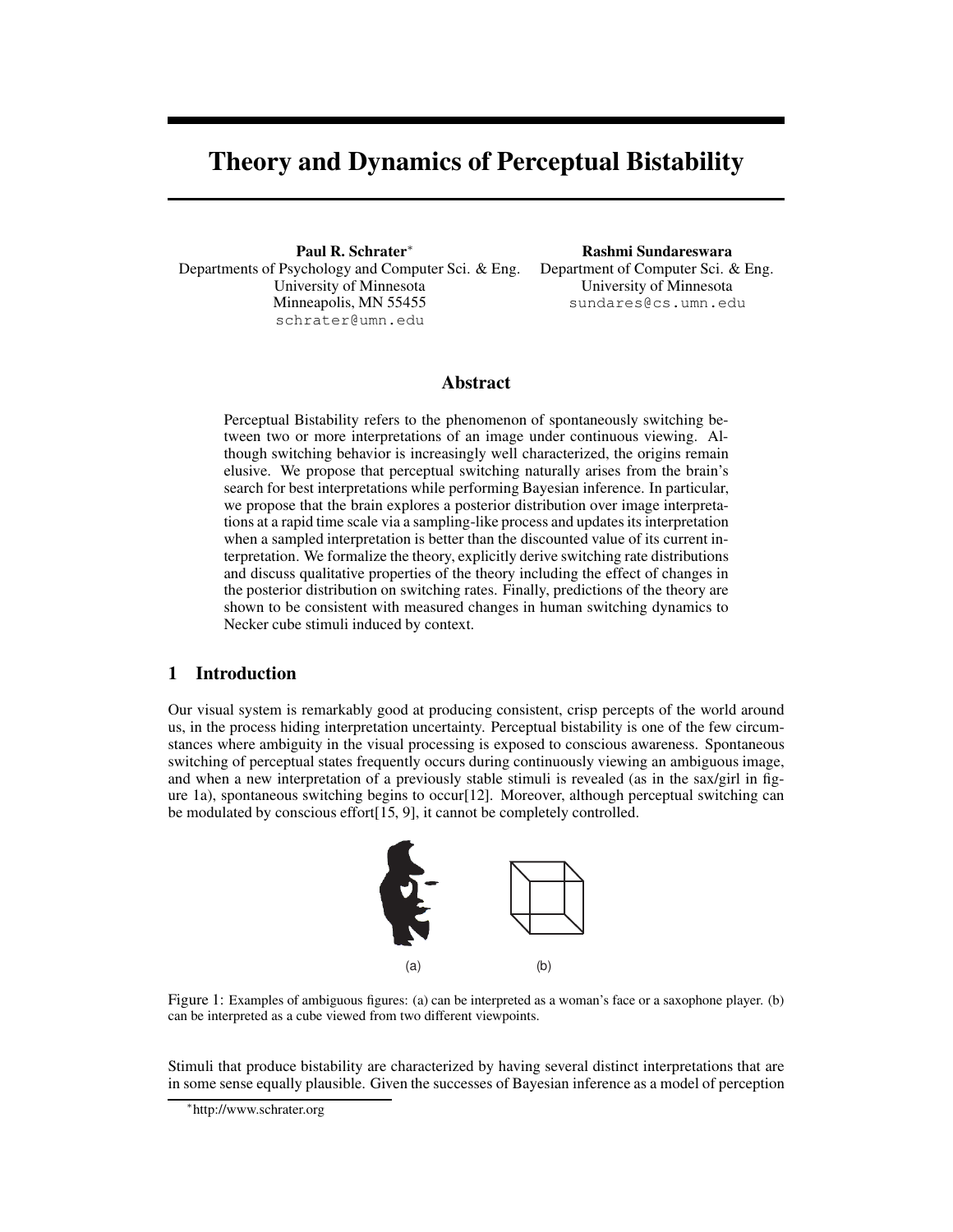# Theory and Dynamics of Perceptual Bistability

**Paul R. Schrater**[*]
Departments of Psychology and Computer Sci. & Eng.
University of Minnesota
Minneapolis, MN 55455
schrater@umn.edu

**Rashmi Sundareswara**
Department of Computer Sci. & Eng.
University of Minnesota
sundares@cs.umn.edu

## Abstract

Perceptual Bistability refers to the phenomenon of spontaneously switching between two or more interpretations of an image under continuous viewing. Although switching behavior is increasingly well characterized, the origins remain elusive. We propose that perceptual switching naturally arises from the brain's search for best interpretations while performing Bayesian inference. In particular, we propose that the brain explores a posterior distribution over image interpretations at a rapid time scale via a sampling-like process and updates its interpretation when a sampled interpretation is better than the discounted value of its current interpretation. We formalize the theory, explicitly derive switching rate distributions and discuss qualitative properties of the theory including the effect of changes in the posterior distribution on switching rates. Finally, predictions of the theory are shown to be consistent with measured changes in human switching dynamics to Necker cube stimuli induced by context.

## 1 Introduction

Our visual system is remarkably good at producing consistent, crisp percepts of the world around us, in the process hiding interpretation uncertainty. Perceptual bistability is one of the few circumstances where ambiguity in the visual processing is exposed to conscious awareness. Spontaneous switching of perceptual states frequently occurs during continuously viewing an ambiguous image, and when a new interpretation of a previously stable stimuli is revealed (as in the sax/girl in figure 1a), spontaneous switching begins to occur[12]. Moreover, although perceptual switching can be modulated by conscious effort[15, 9], it cannot be completely controlled.

Figure 1: Examples of ambiguous figures: (a) can be interpreted as a woman's face or a saxophone player. (b) can be interpreted as a cube viewed from two different viewpoints.

Stimuli that produce bistability are characterized by having several distinct interpretations that are in some sense equally plausible. Given the successes of Bayesian inference as a model of perception

[*] http://www.schrater.org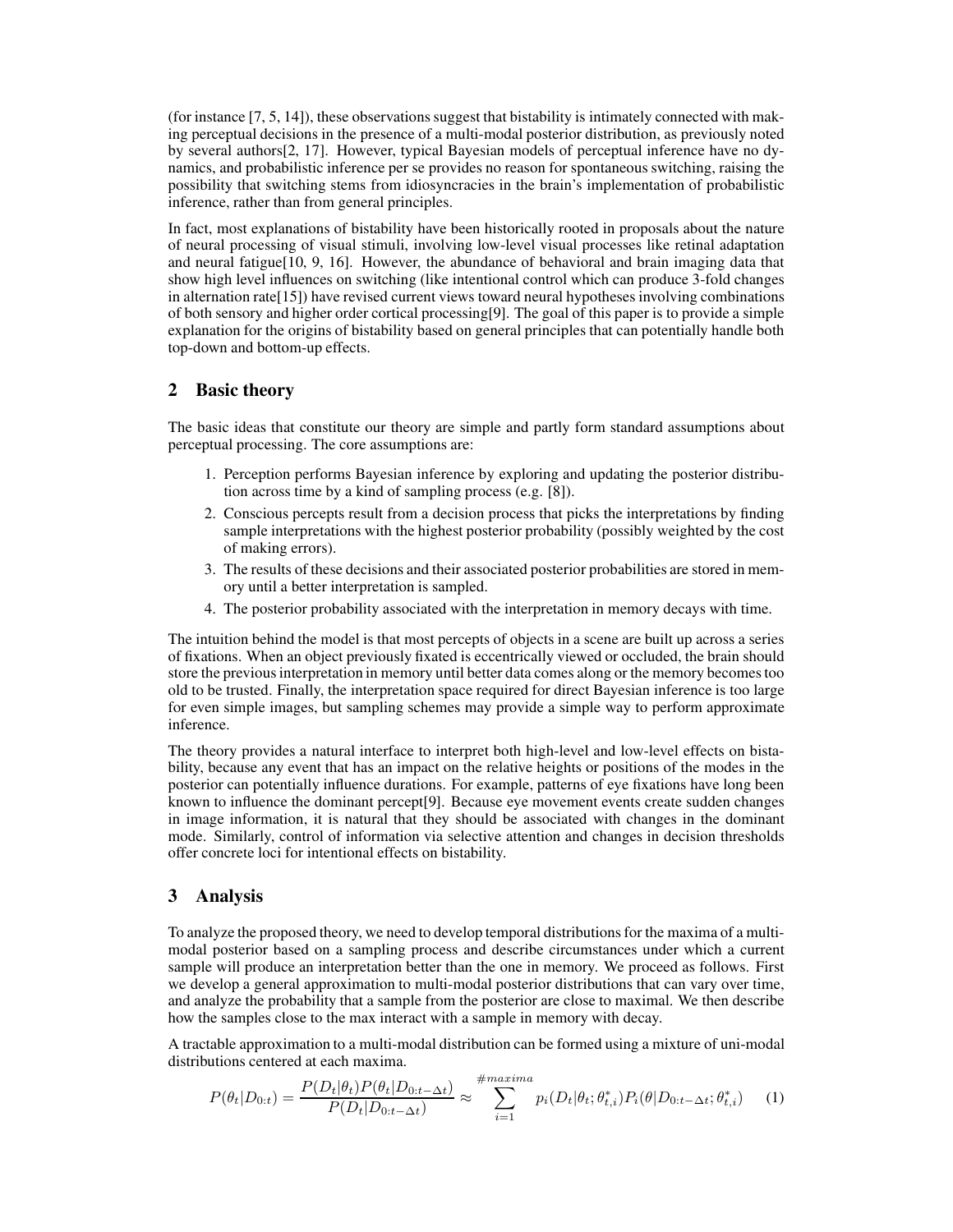(for instance [7, 5, 14]), these observations suggest that bistability is intimately connected with making perceptual decisions in the presence of a multi-modal posterior distribution, as previously noted by several authors[2, 17]. However, typical Bayesian models of perceptual inference have no dynamics, and probabilistic inference per se provides no reason for spontaneous switching, raising the possibility that switching stems from idiosyncracies in the brain's implementation of probabilistic inference, rather than from general principles.

In fact, most explanations of bistability have been historically rooted in proposals about the nature of neural processing of visual stimuli, involving low-level visual processes like retinal adaptation and neural fatigue[10, 9, 16]. However, the abundance of behavioral and brain imaging data that show high level influences on switching (like intentional control which can produce 3-fold changes in alternation rate[15]) have revised current views toward neural hypotheses involving combinations of both sensory and higher order cortical processing[9]. The goal of this paper is to provide a simple explanation for the origins of bistability based on general principles that can potentially handle both top-down and bottom-up effects.

## 2 Basic theory

The basic ideas that constitute our theory are simple and partly form standard assumptions about perceptual processing. The core assumptions are:

1. Perception performs Bayesian inference by exploring and updating the posterior distribution across time by a kind of sampling process (e.g. [8]).
2. Conscious percepts result from a decision process that picks the interpretations by finding sample interpretations with the highest posterior probability (possibly weighted by the cost of making errors).
3. The results of these decisions and their associated posterior probabilities are stored in memory until a better interpretation is sampled.
4. The posterior probability associated with the interpretation in memory decays with time.

The intuition behind the model is that most percepts of objects in a scene are built up across a series of fixations. When an object previously fixated is eccentrically viewed or occluded, the brain should store the previous interpretation in memory until better data comes along or the memory becomes too old to be trusted. Finally, the interpretation space required for direct Bayesian inference is too large for even simple images, but sampling schemes may provide a simple way to perform approximate inference.

The theory provides a natural interface to interpret both high-level and low-level effects on bistability, because any event that has an impact on the relative heights or positions of the modes in the posterior can potentially influence durations. For example, patterns of eye fixations have long been known to influence the dominant percept[9]. Because eye movement events create sudden changes in image information, it is natural that they should be associated with changes in the dominant mode. Similarly, control of information via selective attention and changes in decision thresholds offer concrete loci for intentional effects on bistability.

## 3 Analysis

To analyze the proposed theory, we need to develop temporal distributions for the maxima of a multi-modal posterior based on a sampling process and describe circumstances under which a current sample will produce an interpretation better than the one in memory. We proceed as follows. First we develop a general approximation to multi-modal posterior distributions that can vary over time, and analyze the probability that a sample from the posterior are close to maximal. We then describe how the samples close to the max interact with a sample in memory with decay.

A tractable approximation to a multi-modal distribution can be formed using a mixture of uni-modal distributions centered at each maxima.

$$P(\theta_t|D_{0:t}) = \frac{P(D_t|\theta_t)P(\theta_t|D_{0:t-\Delta t})}{P(D_t|D_{0:t-\Delta t})} \approx \sum_{i=1}^{\#maxima} p_i(D_t|\theta_t;\theta^*_{t,i})P_i(\theta|D_{0:t-\Delta t};\theta^*_{t,i}) \quad (1)$$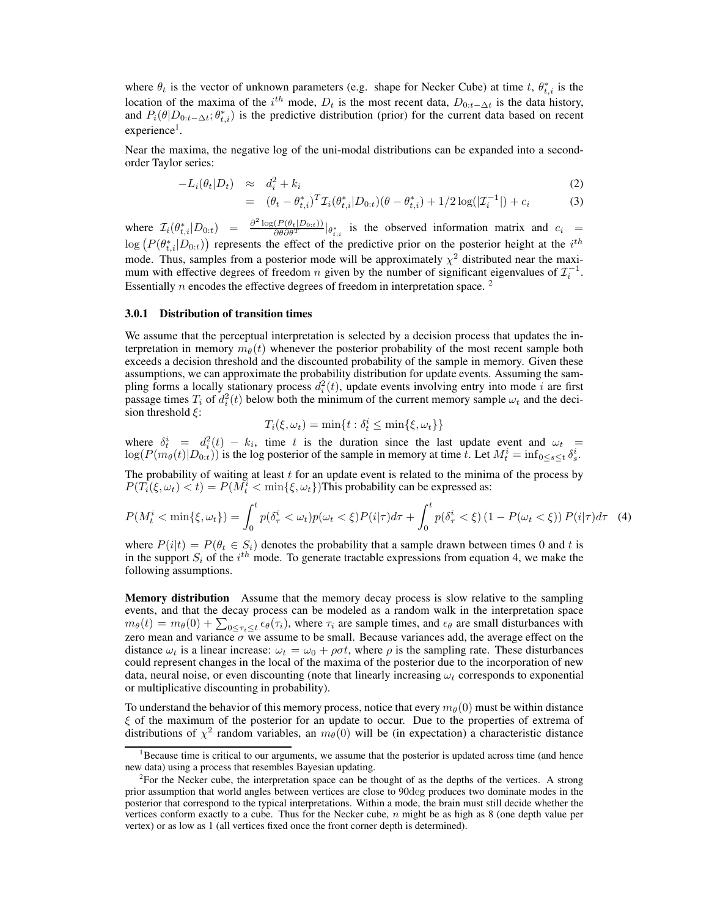where $\theta_t$ is the vector of unknown parameters (e.g. shape for Necker Cube) at time $t$, $\theta^*_{t,i}$ is the location of the maxima of the $i^{th}$ mode, $D_t$ is the most recent data, $D_{0:t-\Delta t}$ is the data history, and $P_i(\theta|D_{0:t-\Delta t}; \theta^*_{t,i})$ is the predictive distribution (prior) for the current data based on recent experience[1].

Near the maxima, the negative log of the uni-modal distributions can be expanded into a second-order Taylor series:

$$
\begin{aligned}
-L_i(\theta_t|D_t) &\approx d_i^2 + k_i && (2)\\
&= (\theta_t - \theta^*_{t,i})^T \mathcal{I}_i(\theta^*_{t,i}|D_{0:t})(\theta - \theta^*_{t,i}) + 1/2\log(|\mathcal{I}_i^{-1}|) + c_i && (3)
\end{aligned}
$$

where $\mathcal{I}_i(\theta^*_{t,i}|D_{0:t}) = \frac{\partial^2 \log(P(\theta_t|D_{0:t}))}{\partial\theta\partial\theta^T}|_{\theta^*_{t,i}}$ is the observed information matrix and $c_i = \log\left(P(\theta^*_{t,i}|D_{0:t})\right)$ represents the effect of the predictive prior on the posterior height at the $i^{th}$ mode. Thus, samples from a posterior mode will be approximately $\chi^2$ distributed near the maximum with effective degrees of freedom $n$ given by the number of significant eigenvalues of $\mathcal{I}_i^{-1}$. Essentially $n$ encodes the effective degrees of freedom in interpretation space. [2]

### 3.0.1 Distribution of transition times

We assume that the perceptual interpretation is selected by a decision process that updates the interpretation in memory $m_\theta(t)$ whenever the posterior probability of the most recent sample both exceeds a decision threshold and the discounted probability of the sample in memory. Given these assumptions, we can approximate the probability distribution for update events. Assuming the sampling forms a locally stationary process $d_i^2(t)$, update events involving entry into mode $i$ are first passage times $T_i$ of $d_i^2(t)$ below both the minimum of the current memory sample $\omega_t$ and the decision threshold $\xi$:

$$
T_i(\xi, \omega_t) = \min\{t : \delta^i_t \le \min\{\xi, \omega_t\}\}
$$

where $\delta^i_t = d_i^2(t) - k_i$, time $t$ is the duration since the last update event and $\omega_t = \log(P(m_\theta(t)|D_{0:t}))$ is the log posterior of the sample in memory at time $t$. Let $M^i_t = \inf_{0\le s\le t}\delta^i_s$.

The probability of waiting at least $t$ for an update event is related to the minima of the process by $P(T_i(\xi, \omega_t) < t) = P(M^i_t < \min\{\xi, \omega_t\})$This probability can be expressed as:

$$
P(M^i_t < \min\{\xi, \omega_t\}) = \int_0^t p(\delta^i_\tau < \omega_t)p(\omega_t < \xi)P(i|\tau)d\tau + \int_0^t p(\delta^i_\tau < \xi)\left(1 - P(\omega_t < \xi)\right)P(i|\tau)d\tau \quad (4)
$$

where $P(i|t) = P(\theta_t \in S_i)$ denotes the probability that a sample drawn between times 0 and $t$ is in the support $S_i$ of the $i^{th}$ mode. To generate tractable expressions from equation 4, we make the following assumptions.

**Memory distribution** Assume that the memory decay process is slow relative to the sampling events, and that the decay process can be modeled as a random walk in the interpretation space $m_\theta(t) = m_\theta(0) + \sum_{0\le\tau_i\le t}\epsilon_\theta(\tau_i)$, where $\tau_i$ are sample times, and $\epsilon_\theta$ are small disturbances with zero mean and variance $\sigma$ we assume to be small. Because variances add, the average effect on the distance $\omega_t$ is a linear increase: $\omega_t = \omega_0 + \rho\sigma t$, where $\rho$ is the sampling rate. These disturbances could represent changes in the local of the maxima of the posterior due to the incorporation of new data, neural noise, or even discounting (note that linearly increasing $\omega_t$ corresponds to exponential or multiplicative discounting in probability).

To understand the behavior of this memory process, notice that every $m_\theta(0)$ must be within distance $\xi$ of the maximum of the posterior for an update to occur. Due to the properties of extrema of distributions of $\chi^2$ random variables, an $m_\theta(0)$ will be (in expectation) a characteristic distance

[1] Because time is critical to our arguments, we assume that the posterior is updated across time (and hence new data) using a process that resembles Bayesian updating.

[2] For the Necker cube, the interpretation space can be thought of as the depths of the vertices. A strong prior assumption that world angles between vertices are close to 90deg produces two dominate modes in the posterior that correspond to the typical interpretations. Within a mode, the brain must still decide whether the vertices conform exactly to a cube. Thus for the Necker cube, $n$ might be as high as 8 (one depth value per vertex) or as low as 1 (all vertices fixed once the front corner depth is determined).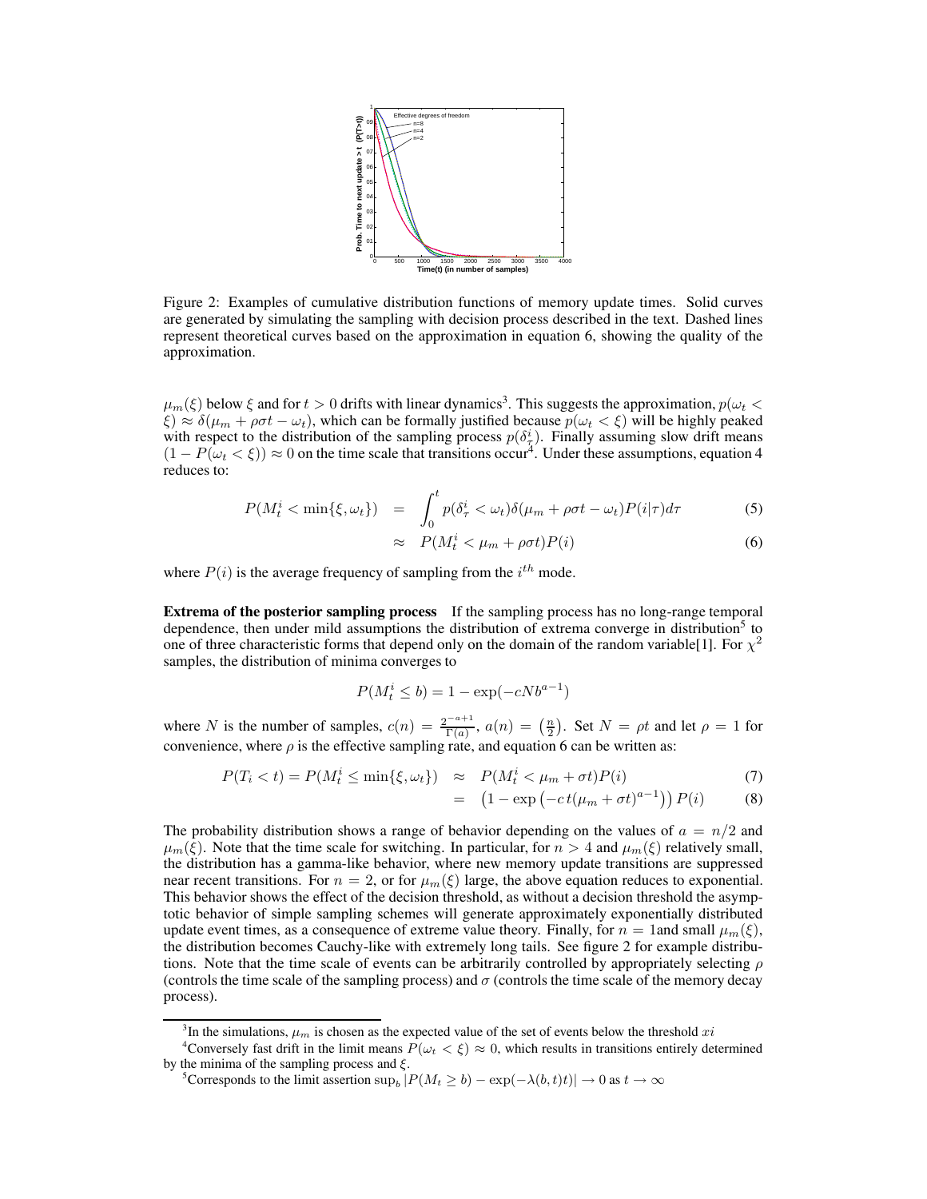Figure 2: Examples of cumulative distribution functions of memory update times. Solid curves are generated by simulating the sampling with decision process described in the text. Dashed lines represent theoretical curves based on the approximation in equation 6, showing the quality of the approximation.

$\mu_m(\xi)$ below $\xi$ and for $t > 0$ drifts with linear dynamics[3]. This suggests the approximation, $p(\omega_t < \xi) \approx \delta(\mu_m + \rho\sigma t - \omega_t)$, which can be formally justified because $p(\omega_t < \xi)$ will be highly peaked with respect to the distribution of the sampling process $p(\delta^i_\tau)$. Finally assuming slow drift means $(1 - P(\omega_t < \xi)) \approx 0$ on the time scale that transitions occur[4]. Under these assumptions, equation 4 reduces to:

$$P(M^i_t < \min\{\xi, \omega_t\}) = \int_0^t p(\delta^i_\tau < \omega_t)\delta(\mu_m + \rho\sigma t - \omega_t)P(i|\tau)d\tau \tag{5}$$

$$\approx P(M^i_t < \mu_m + \rho\sigma t)P(i) \tag{6}$$

where $P(i)$ is the average frequency of sampling from the $i^{th}$ mode.

**Extrema of the posterior sampling process** If the sampling process has no long-range temporal dependence, then under mild assumptions the distribution of extrema converge in distribution[5] to one of three characteristic forms that depend only on the domain of the random variable[1]. For $\chi^2$ samples, the distribution of minima converges to

$$P(M^i_t \leq b) = 1 - \exp(-cNb^{a-1})$$

where $N$ is the number of samples, $c(n) = \frac{2^{-a+1}}{\Gamma(a)}$, $a(n) = \left(\frac{n}{2}\right)$. Set $N = \rho t$ and let $\rho = 1$ for convenience, where $\rho$ is the effective sampling rate, and equation 6 can be written as:

$$P(T_i < t) = P(M^i_t \leq \min\{\xi, \omega_t\}) \approx P(M^i_t < \mu_m + \sigma t)P(i) \tag{7}$$

$$= \left(1 - \exp\left(-c\, t(\mu_m + \sigma t)^{a-1}\right)\right)P(i) \tag{8}$$

The probability distribution shows a range of behavior depending on the values of $a = n/2$ and $\mu_m(\xi)$. Note that the time scale for switching. In particular, for $n > 4$ and $\mu_m(\xi)$ relatively small, the distribution has a gamma-like behavior, where new memory update transitions are suppressed near recent transitions. For $n = 2$, or for $\mu_m(\xi)$ large, the above equation reduces to exponential. This behavior shows the effect of the decision threshold, as without a decision threshold the asymptotic behavior of simple sampling schemes will generate approximately exponentially distributed update event times, as a consequence of extreme value theory. Finally, for $n = 1$and small $\mu_m(\xi)$, the distribution becomes Cauchy-like with extremely long tails. See figure 2 for example distributions. Note that the time scale of events can be arbitrarily controlled by appropriately selecting $\rho$ (controls the time scale of the sampling process) and $\sigma$ (controls the time scale of the memory decay process).

[3]In the simulations, $\mu_m$ is chosen as the expected value of the set of events below the threshold $xi$

[4]Conversely fast drift in the limit means $P(\omega_t < \xi) \approx 0$, which results in transitions entirely determined by the minima of the sampling process and $\xi$.

[5]Corresponds to the limit assertion $\sup_b |P(M_t \geq b) - \exp(-\lambda(b, t)t)| \to 0$ as $t \to \infty$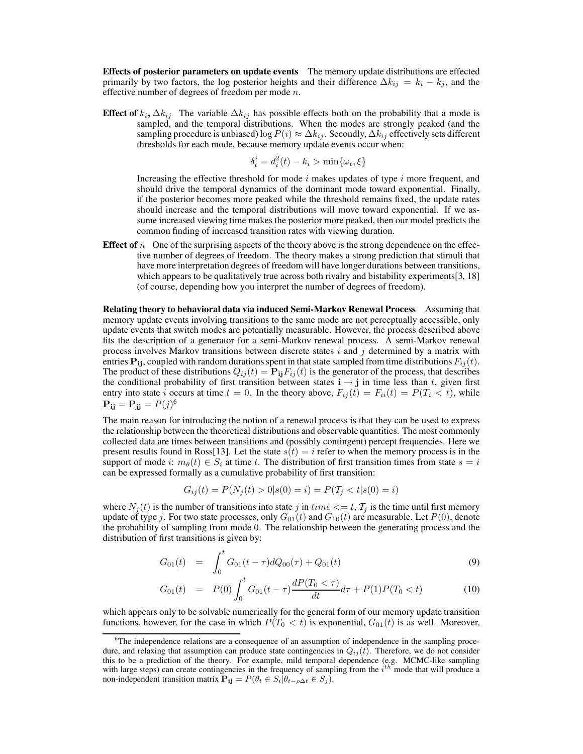**Effects of posterior parameters on update events** The memory update distributions are effected primarily by two factors, the log posterior heights and their difference $\Delta k_{ij} = k_i - k_j$, and the effective number of degrees of freedom per mode $n$.

**Effect of $k_i$, $\Delta k_{ij}$** The variable $\Delta k_{ij}$ has possible effects both on the probability that a mode is sampled, and the temporal distributions. When the modes are strongly peaked (and the sampling procedure is unbiased) $\log P(i) \approx \Delta k_{ij}$. Secondly, $\Delta k_{ij}$ effectively sets different thresholds for each mode, because memory update events occur when:

$$\delta_t^i = d_i^2(t) - k_i > \min\{\omega_t, \xi\}$$

Increasing the effective threshold for mode $i$ makes updates of type $i$ more frequent, and should drive the temporal dynamics of the dominant mode toward exponential. Finally, if the posterior becomes more peaked while the threshold remains fixed, the update rates should increase and the temporal distributions will move toward exponential. If we assume increased viewing time makes the posterior more peaked, then our model predicts the common finding of increased transition rates with viewing duration.

**Effect of $n$** One of the surprising aspects of the theory above is the strong dependence on the effective number of degrees of freedom. The theory makes a strong prediction that stimuli that have more interpretation degrees of freedom will have longer durations between transitions, which appears to be qualitatively true across both rivalry and bistability experiments[3, 18] (of course, depending how you interpret the number of degrees of freedom).

**Relating theory to behavioral data via induced Semi-Markov Renewal Process** Assuming that memory update events involving transitions to the same mode are not perceptually accessible, only update events that switch modes are potentially measurable. However, the process described above fits the description of a generator for a semi-Markov renewal process. A semi-Markov renewal process involves Markov transitions between discrete states $i$ and $j$ determined by a matrix with entries $\mathbf{P_{ij}}$, coupled with random durations spent in that state sampled from time distributions $F_{ij}(t)$. The product of these distributions $Q_{ij}(t) = \mathbf{P_{ij}} F_{ij}(t)$ is the generator of the process, that describes the conditional probability of first transition between states $\mathbf{i} \rightarrow \mathbf{j}$ in time less than $t$, given first entry into state $i$ occurs at time $t = 0$. In the theory above, $F_{ij}(t) = F_{ii}(t) = P(T_i < t)$, while $\mathbf{P_{ij}} = \mathbf{P_{jj}} = P(j)$[6]

The main reason for introducing the notion of a renewal process is that they can be used to express the relationship between the theoretical distributions and observable quantities. The most commonly collected data are times between transitions and (possibly contingent) percept frequencies. Here we present results found in Ross[13]. Let the state $s(t) = i$ refer to when the memory process is in the support of mode $i$: $m_\theta(t) \in S_i$ at time $t$. The distribution of first transition times from state $s = i$ can be expressed formally as a cumulative probability of first transition:

$$G_{ij}(t) = P(N_j(t) > 0 | s(0) = i) = P(\mathcal{T}_j < t | s(0) = i)$$

where $N_j(t)$ is the number of transitions into state $j$ in $time <= t$, $\mathcal{T}_j$ is the time until first memory update of type $j$. For two state processes, only $G_{01}(t)$ and $G_{10}(t)$ are measurable. Let $P(0)$, denote the probability of sampling from mode $0$. The relationship between the generating process and the distribution of first transitions is given by:

$$G_{01}(t) = \int_0^t G_{01}(t - \tau) dQ_{00}(\tau) + Q_{01}(t) \tag{9}$$

$$G_{01}(t) = P(0) \int_0^t G_{01}(t - \tau) \frac{dP(T_0 < \tau)}{dt} d\tau + P(1) P(T_0 < t) \tag{10}$$

which appears only to be solvable numerically for the general form of our memory update transition functions, however, for the case in which $P(T_0 < t)$ is exponential, $G_{01}(t)$ is as well. Moreover,

[6] The independence relations are a consequence of an assumption of independence in the sampling procedure, and relaxing that assumption can produce state contingencies in $Q_{ij}(t)$. Therefore, we do not consider this to be a prediction of the theory. For example, mild temporal dependence (e.g. MCMC-like sampling with large steps) can create contingencies in the frequency of sampling from the $i^{th}$ mode that will produce a non-independent transition matrix $\mathbf{P_{ij}} = P(\theta_t \in S_i | \theta_{t-\rho\Delta t} \in S_j)$.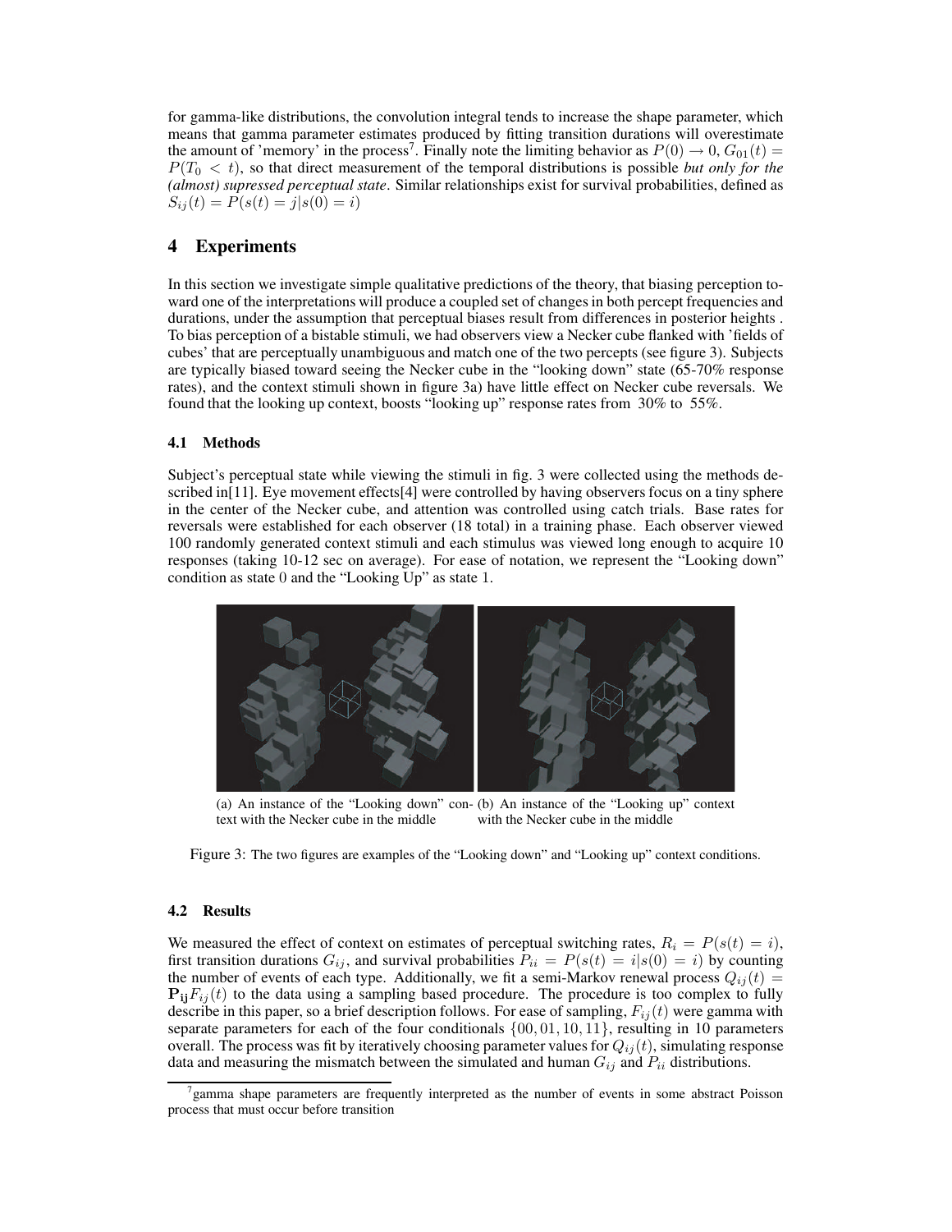for gamma-like distributions, the convolution integral tends to increase the shape parameter, which means that gamma parameter estimates produced by fitting transition durations will overestimate the amount of 'memory' in the process[7]. Finally note the limiting behavior as $P(0) \rightarrow 0$, $G_{01}(t) = P(T_0 < t)$, so that direct measurement of the temporal distributions is possible *but only for the (almost) supressed perceptual state*. Similar relationships exist for survival probabilities, defined as $S_{ij}(t) = P(s(t) = j | s(0) = i)$

## 4 Experiments

In this section we investigate simple qualitative predictions of the theory, that biasing perception toward one of the interpretations will produce a coupled set of changes in both percept frequencies and durations, under the assumption that perceptual biases result from differences in posterior heights . To bias perception of a bistable stimuli, we had observers view a Necker cube flanked with 'fields of cubes' that are perceptually unambiguous and match one of the two percepts (see figure 3). Subjects are typically biased toward seeing the Necker cube in the "looking down" state (65-70% response rates), and the context stimuli shown in figure 3a) have little effect on Necker cube reversals. We found that the looking up context, boosts "looking up" response rates from 30% to 55%.

### 4.1 Methods

Subject's perceptual state while viewing the stimuli in fig. 3 were collected using the methods described in[11]. Eye movement effects[4] were controlled by having observers focus on a tiny sphere in the center of the Necker cube, and attention was controlled using catch trials. Base rates for reversals were established for each observer (18 total) in a training phase. Each observer viewed 100 randomly generated context stimuli and each stimulus was viewed long enough to acquire 10 responses (taking 10-12 sec on average). For ease of notation, we represent the "Looking down" condition as state 0 and the "Looking Up" as state 1.

(a) An instance of the "Looking down" context with the Necker cube in the middle (b) An instance of the "Looking up" context with the Necker cube in the middle

Figure 3: The two figures are examples of the "Looking down" and "Looking up" context conditions.

### 4.2 Results

We measured the effect of context on estimates of perceptual switching rates, $R_i = P(s(t) = i)$, first transition durations $G_{ij}$, and survival probabilities $P_{ii} = P(s(t) = i | s(0) = i)$ by counting the number of events of each type. Additionally, we fit a semi-Markov renewal process $Q_{ij}(t) = \mathbf{P_{ij}} F_{ij}(t)$ to the data using a sampling based procedure. The procedure is too complex to fully describe in this paper, so a brief description follows. For ease of sampling, $F_{ij}(t)$ were gamma with separate parameters for each of the four conditionals $\{00, 01, 10, 11\}$, resulting in 10 parameters overall. The process was fit by iteratively choosing parameter values for $Q_{ij}(t)$, simulating response data and measuring the mismatch between the simulated and human $G_{ij}$ and $P_{ii}$ distributions.

[7] gamma shape parameters are frequently interpreted as the number of events in some abstract Poisson process that must occur before transition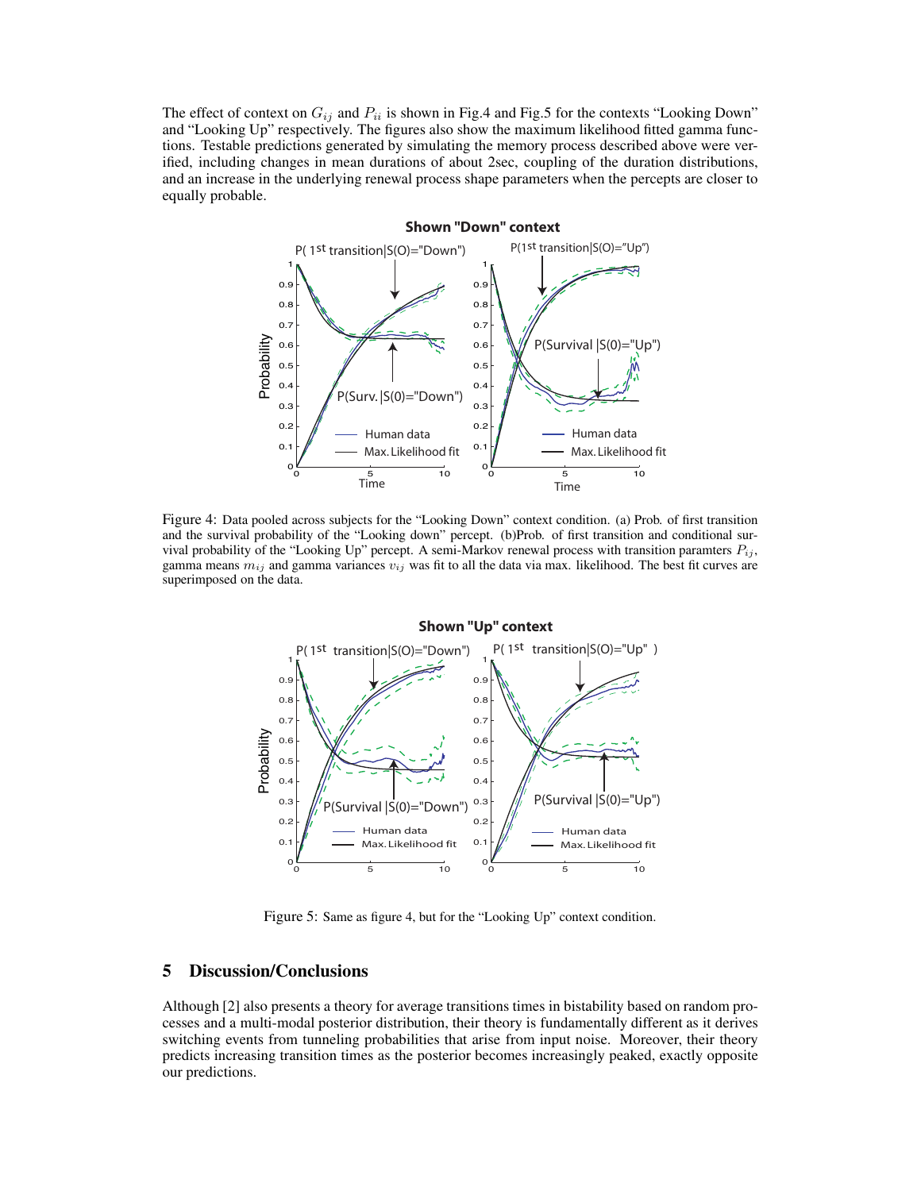The effect of context on $G_{ij}$ and $P_{ii}$ is shown in Fig.4 and Fig.5 for the contexts "Looking Down" and "Looking Up" respectively. The figures also show the maximum likelihood fitted gamma functions. Testable predictions generated by simulating the memory process described above were verified, including changes in mean durations of about 2sec, coupling of the duration distributions, and an increase in the underlying renewal process shape parameters when the percepts are closer to equally probable.

Figure 4: Data pooled across subjects for the "Looking Down" context condition. (a) Prob. of first transition and the survival probability of the "Looking down" percept. (b)Prob. of first transition and conditional survival probability of the "Looking Up" percept. A semi-Markov renewal process with transition paramters $P_{ij}$, gamma means $m_{ij}$ and gamma variances $v_{ij}$ was fit to all the data via max. likelihood. The best fit curves are superimposed on the data.

Figure 5: Same as figure 4, but for the "Looking Up" context condition.

## 5 Discussion/Conclusions

Although [2] also presents a theory for average transitions times in bistability based on random processes and a multi-modal posterior distribution, their theory is fundamentally different as it derives switching events from tunneling probabilities that arise from input noise. Moreover, their theory predicts increasing transition times as the posterior becomes increasingly peaked, exactly opposite our predictions.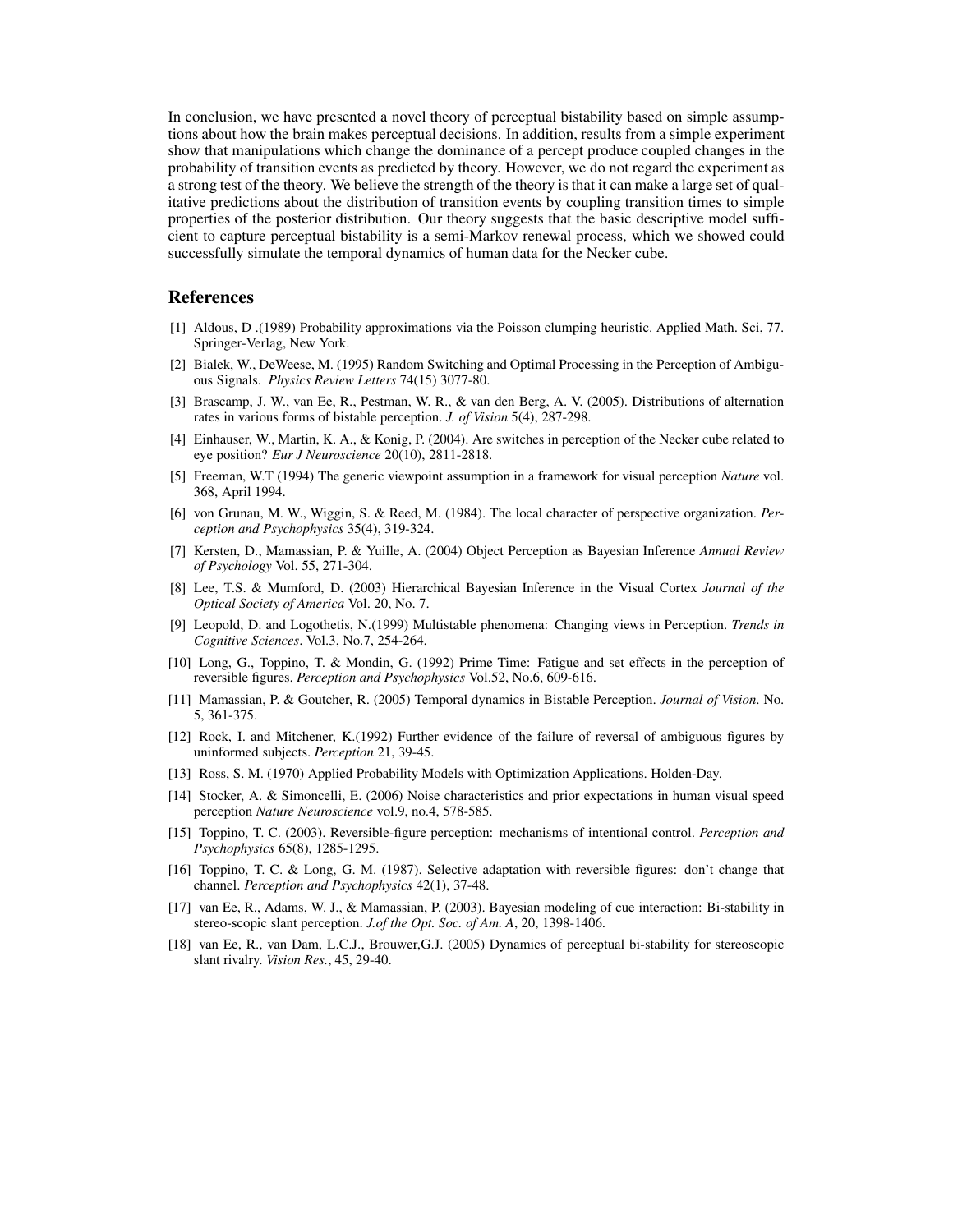In conclusion, we have presented a novel theory of perceptual bistability based on simple assumptions about how the brain makes perceptual decisions. In addition, results from a simple experiment show that manipulations which change the dominance of a percept produce coupled changes in the probability of transition events as predicted by theory. However, we do not regard the experiment as a strong test of the theory. We believe the strength of the theory is that it can make a large set of qualitative predictions about the distribution of transition events by coupling transition times to simple properties of the posterior distribution. Our theory suggests that the basic descriptive model sufficient to capture perceptual bistability is a semi-Markov renewal process, which we showed could successfully simulate the temporal dynamics of human data for the Necker cube.

## References

[1] Aldous, D .(1989) Probability approximations via the Poisson clumping heuristic. Applied Math. Sci, 77. Springer-Verlag, New York.

[2] Bialek, W., DeWeese, M. (1995) Random Switching and Optimal Processing in the Perception of Ambiguous Signals. *Physics Review Letters* 74(15) 3077-80.

[3] Brascamp, J. W., van Ee, R., Pestman, W. R., & van den Berg, A. V. (2005). Distributions of alternation rates in various forms of bistable perception. *J. of Vision* 5(4), 287-298.

[4] Einhauser, W., Martin, K. A., & Konig, P. (2004). Are switches in perception of the Necker cube related to eye position? *Eur J Neuroscience* 20(10), 2811-2818.

[5] Freeman, W.T (1994) The generic viewpoint assumption in a framework for visual perception *Nature* vol. 368, April 1994.

[6] von Grunau, M. W., Wiggin, S. & Reed, M. (1984). The local character of perspective organization. *Perception and Psychophysics* 35(4), 319-324.

[7] Kersten, D., Mamassian, P. & Yuille, A. (2004) Object Perception as Bayesian Inference *Annual Review of Psychology* Vol. 55, 271-304.

[8] Lee, T.S. & Mumford, D. (2003) Hierarchical Bayesian Inference in the Visual Cortex *Journal of the Optical Society of America* Vol. 20, No. 7.

[9] Leopold, D. and Logothetis, N.(1999) Multistable phenomena: Changing views in Perception. *Trends in Cognitive Sciences*. Vol.3, No.7, 254-264.

[10] Long, G., Toppino, T. & Mondin, G. (1992) Prime Time: Fatigue and set effects in the perception of reversible figures. *Perception and Psychophysics* Vol.52, No.6, 609-616.

[11] Mamassian, P. & Goutcher, R. (2005) Temporal dynamics in Bistable Perception. *Journal of Vision*. No. 5, 361-375.

[12] Rock, I. and Mitchener, K.(1992) Further evidence of the failure of reversal of ambiguous figures by uninformed subjects. *Perception* 21, 39-45.

[13] Ross, S. M. (1970) Applied Probability Models with Optimization Applications. Holden-Day.

[14] Stocker, A. & Simoncelli, E. (2006) Noise characteristics and prior expectations in human visual speed perception *Nature Neuroscience* vol.9, no.4, 578-585.

[15] Toppino, T. C. (2003). Reversible-figure perception: mechanisms of intentional control. *Perception and Psychophysics* 65(8), 1285-1295.

[16] Toppino, T. C. & Long, G. M. (1987). Selective adaptation with reversible figures: don't change that channel. *Perception and Psychophysics* 42(1), 37-48.

[17] van Ee, R., Adams, W. J., & Mamassian, P. (2003). Bayesian modeling of cue interaction: Bi-stability in stereo-scopic slant perception. *J.of the Opt. Soc. of Am. A*, 20, 1398-1406.

[18] van Ee, R., van Dam, L.C.J., Brouwer,G.J. (2005) Dynamics of perceptual bi-stability for stereoscopic slant rivalry. *Vision Res.*, 45, 29-40.